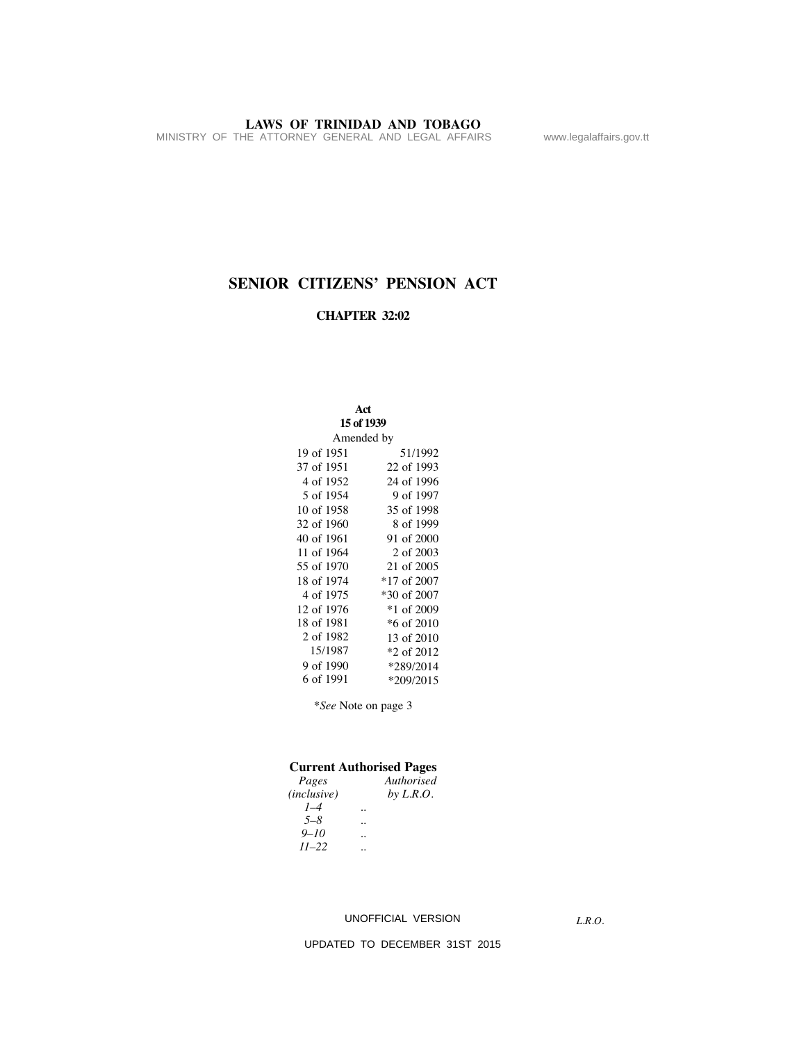# SENIOR CITIZENS' PENSION ACT

## CHAPTER 32:02

**Act**
**15 of 1939**

Amended by

| | |
|---|---|
| 19 of 1951 | 51/1992 |
| 37 of 1951 | 22 of 1993 |
| 4 of 1952 | 24 of 1996 |
| 5 of 1954 | 9 of 1997 |
| 10 of 1958 | 35 of 1998 |
| 32 of 1960 | 8 of 1999 |
| 40 of 1961 | 91 of 2000 |
| 11 of 1964 | 2 of 2003 |
| 55 of 1970 | 21 of 2005 |
| 18 of 1974 | *17 of 2007 |
| 4 of 1975 | *30 of 2007 |
| 12 of 1976 | *1 of 2009 |
| 18 of 1981 | *6 of 2010 |
| 2 of 1982 | 13 of 2010 |
| 15/1987 | *2 of 2012 |
| 9 of 1990 | *289/2014 |
| 6 of 1991 | *209/2015 |

**See* Note on page 3

**Current Authorised Pages**

| *Pages (inclusive)* | | *Authorised by L.R.O.* |
|---|---|---|
| *1–4* | .. | |
| *5–8* | .. | |
| *9–10* | .. | |
| *11–22* | .. | |

UNOFFICIAL VERSION

UPDATED TO DECEMBER 31ST 2015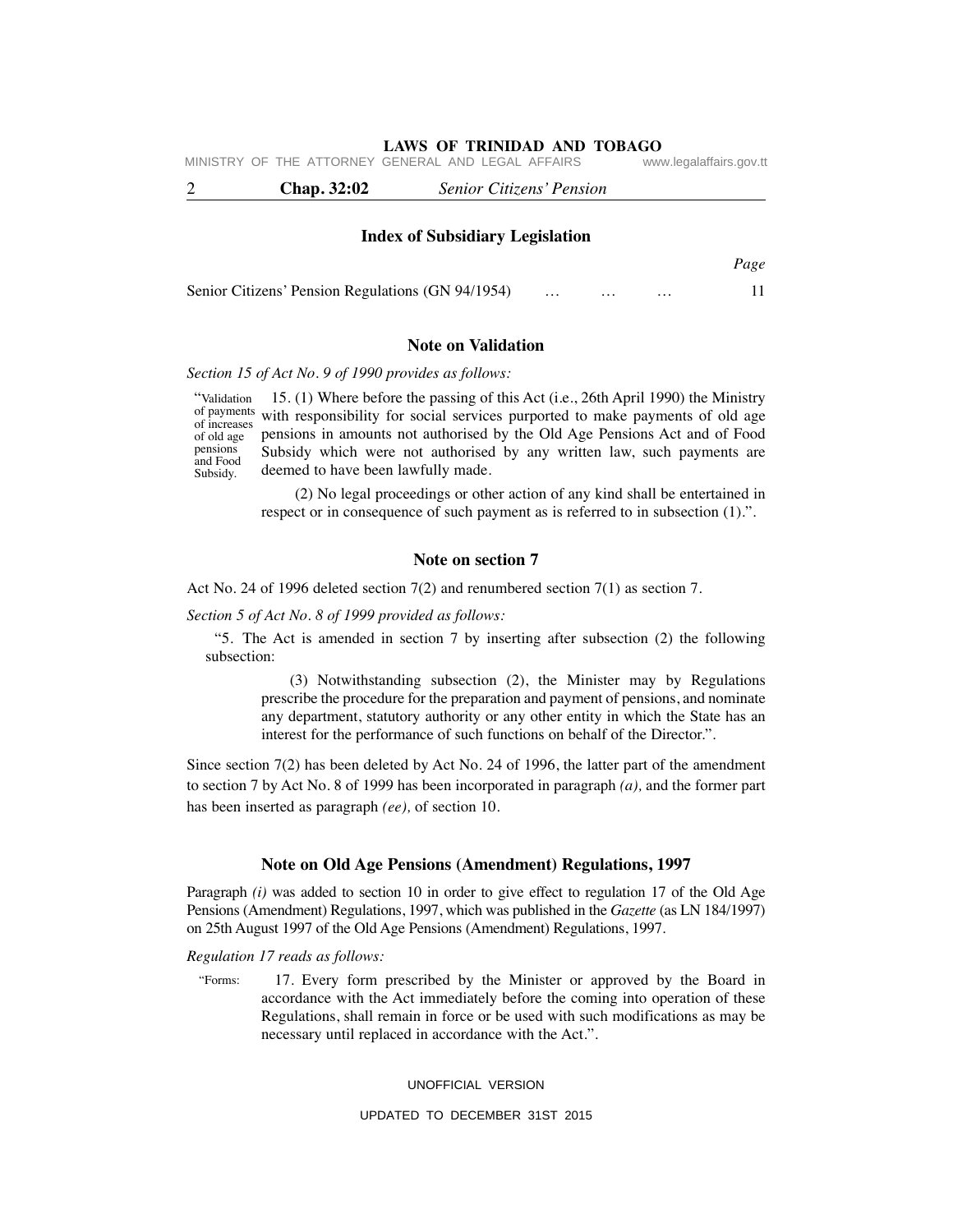## Index of Subsidiary Legislation

| | Page |
|---|---|
| Senior Citizens' Pension Regulations (GN 94/1954) … … … | 11 |

## Note on Validation

*Section 15 of Act No. 9 of 1990 provides as follows:*

"Validation of payments of increases of old age pensions and Food Subsidy.

15. (1) Where before the passing of this Act (i.e., 26th April 1990) the Ministry with responsibility for social services purported to make payments of old age pensions in amounts not authorised by the Old Age Pensions Act and of Food Subsidy which were not authorised by any written law, such payments are deemed to have been lawfully made.

(2) No legal proceedings or other action of any kind shall be entertained in respect or in consequence of such payment as is referred to in subsection (1).".

## Note on section 7

Act No. 24 of 1996 deleted section 7(2) and renumbered section 7(1) as section 7.

*Section 5 of Act No. 8 of 1999 provided as follows:*

"5. The Act is amended in section 7 by inserting after subsection (2) the following subsection:

(3) Notwithstanding subsection (2), the Minister may by Regulations prescribe the procedure for the preparation and payment of pensions, and nominate any department, statutory authority or any other entity in which the State has an interest for the performance of such functions on behalf of the Director.".

Since section 7(2) has been deleted by Act No. 24 of 1996, the latter part of the amendment to section 7 by Act No. 8 of 1999 has been incorporated in paragraph *(a),* and the former part has been inserted as paragraph *(ee),* of section 10.

## Note on Old Age Pensions (Amendment) Regulations, 1997

Paragraph *(i)* was added to section 10 in order to give effect to regulation 17 of the Old Age Pensions (Amendment) Regulations, 1997, which was published in the *Gazette* (as LN 184/1997) on 25th August 1997 of the Old Age Pensions (Amendment) Regulations, 1997.

*Regulation 17 reads as follows:*

"Forms.

17. Every form prescribed by the Minister or approved by the Board in accordance with the Act immediately before the coming into operation of these Regulations, shall remain in force or be used with such modifications as may be necessary until replaced in accordance with the Act.".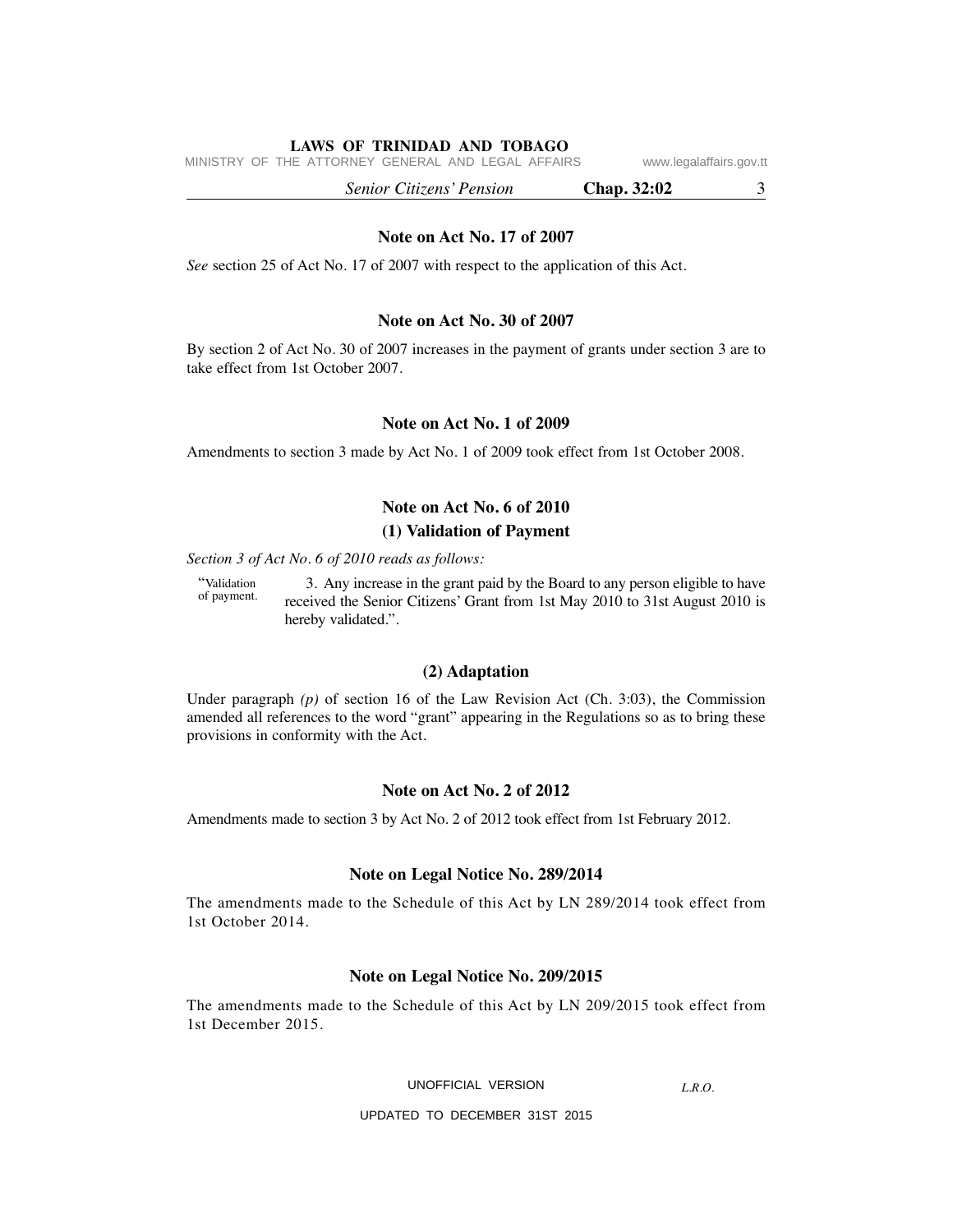## Note on Act No. 17 of 2007

*See* section 25 of Act No. 17 of 2007 with respect to the application of this Act.

## Note on Act No. 30 of 2007

By section 2 of Act No. 30 of 2007 increases in the payment of grants under section 3 are to take effect from 1st October 2007.

## Note on Act No. 1 of 2009

Amendments to section 3 made by Act No. 1 of 2009 took effect from 1st October 2008.

## Note on Act No. 6 of 2010

### (1) Validation of Payment

*Section 3 of Act No. 6 of 2010 reads as follows:*

"Validation of payment.

3. Any increase in the grant paid by the Board to any person eligible to have received the Senior Citizens' Grant from 1st May 2010 to 31st August 2010 is hereby validated.".

### (2) Adaptation

Under paragraph *(p)* of section 16 of the Law Revision Act (Ch. 3:03), the Commission amended all references to the word "grant" appearing in the Regulations so as to bring these provisions in conformity with the Act.

## Note on Act No. 2 of 2012

Amendments made to section 3 by Act No. 2 of 2012 took effect from 1st February 2012.

## Note on Legal Notice No. 289/2014

The amendments made to the Schedule of this Act by LN 289/2014 took effect from 1st October 2014.

## Note on Legal Notice No. 209/2015

The amendments made to the Schedule of this Act by LN 209/2015 took effect from 1st December 2015.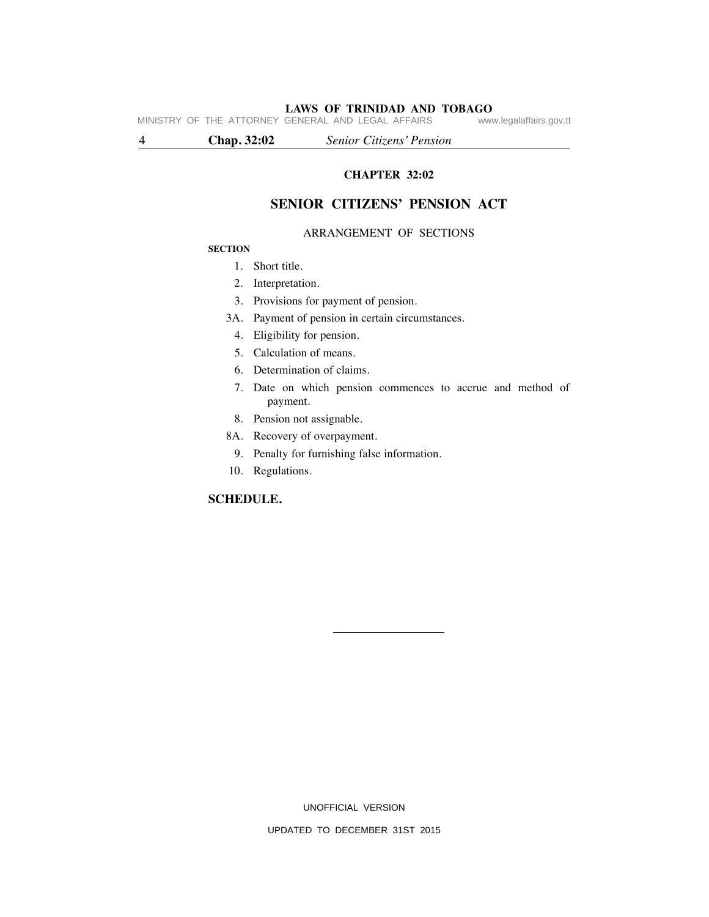# CHAPTER 32:02

## SENIOR CITIZENS' PENSION ACT

ARRANGEMENT OF SECTIONS

**SECTION**

1. Short title.
2. Interpretation.
3. Provisions for payment of pension.

3A. Payment of pension in certain circumstances.

4. Eligibility for pension.
5. Calculation of means.
6. Determination of claims.
7. Date on which pension commences to accrue and method of payment.
8. Pension not assignable.

8A. Recovery of overpayment.

9. Penalty for furnishing false information.
10. Regulations.

**SCHEDULE.**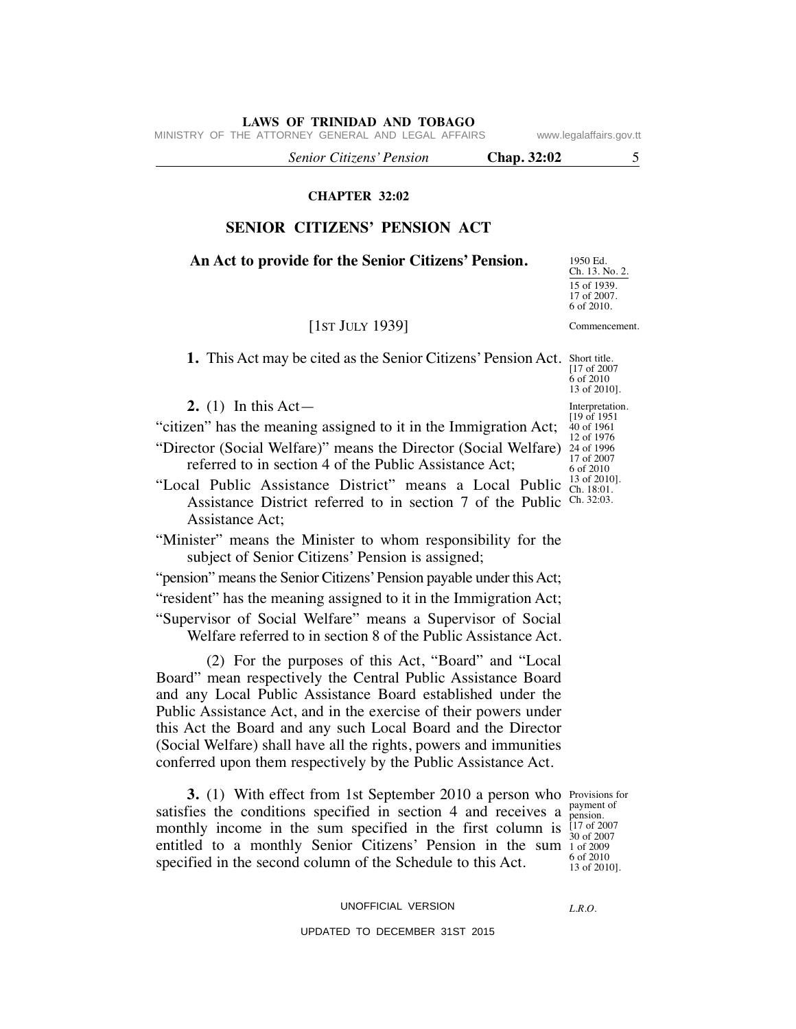**CHAPTER 32:02**

# SENIOR CITIZENS' PENSION ACT

**An Act to provide for the Senior Citizens' Pension.**

1950 Ed. Ch. 13. No. 2.
15 of 1939.
17 of 2007.
6 of 2010.

[1ST JULY 1939]

Commencement.

**1.** This Act may be cited as the Senior Citizens' Pension Act.

Short title. [17 of 2007 6 of 2010 13 of 2010].

**2.** (1) In this Act—

Interpretation. [19 of 1951 40 of 1961 12 of 1976 24 of 1996 17 of 2007 6 of 2010 13 of 2010]. Ch. 18:01. Ch. 32:03.

"citizen" has the meaning assigned to it in the Immigration Act;

"Director (Social Welfare)" means the Director (Social Welfare) referred to in section 4 of the Public Assistance Act;

"Local Public Assistance District" means a Local Public Assistance District referred to in section 7 of the Public Assistance Act;

"Minister" means the Minister to whom responsibility for the subject of Senior Citizens' Pension is assigned;

"pension" means the Senior Citizens' Pension payable under this Act;

"resident" has the meaning assigned to it in the Immigration Act;

"Supervisor of Social Welfare" means a Supervisor of Social Welfare referred to in section 8 of the Public Assistance Act.

(2) For the purposes of this Act, "Board" and "Local Board" mean respectively the Central Public Assistance Board and any Local Public Assistance Board established under the Public Assistance Act, and in the exercise of their powers under this Act the Board and any such Local Board and the Director (Social Welfare) shall have all the rights, powers and immunities conferred upon them respectively by the Public Assistance Act.

**3.** (1) With effect from 1st September 2010 a person who satisfies the conditions specified in section 4 and receives a monthly income in the sum specified in the first column is entitled to a monthly Senior Citizens' Pension in the sum specified in the second column of the Schedule to this Act.

Provisions for payment of pension. [17 of 2007 30 of 2007 1 of 2009 6 of 2010 13 of 2010].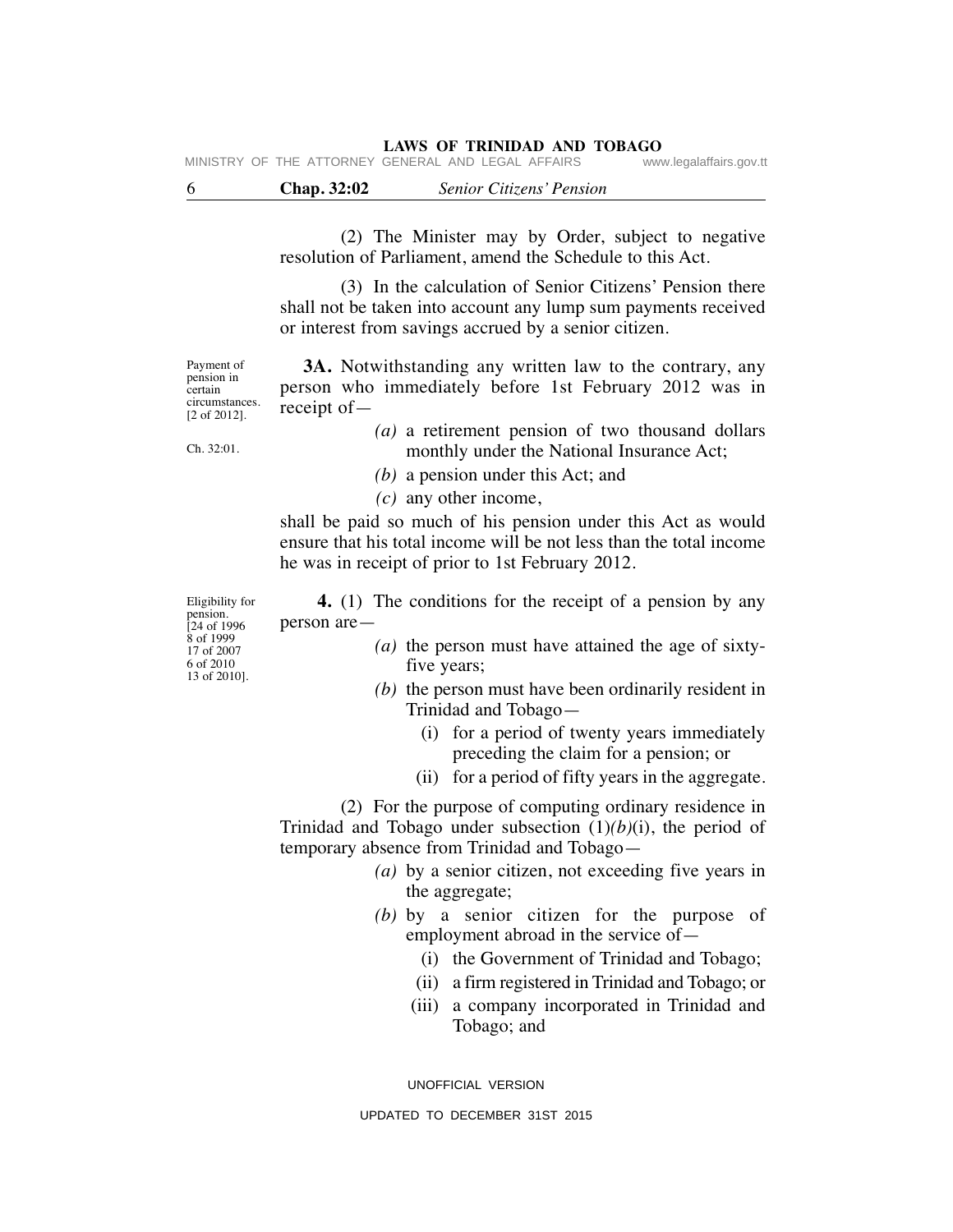(2) The Minister may by Order, subject to negative resolution of Parliament, amend the Schedule to this Act.

(3) In the calculation of Senior Citizens' Pension there shall not be taken into account any lump sum payments received or interest from savings accrued by a senior citizen.

Payment of pension in certain circumstances. [2 of 2012].

**3A.** Notwithstanding any written law to the contrary, any person who immediately before 1st February 2012 was in receipt of—

Ch. 32:01.

*(a)* a retirement pension of two thousand dollars monthly under the National Insurance Act;

*(b)* a pension under this Act; and

*(c)* any other income,

shall be paid so much of his pension under this Act as would ensure that his total income will be not less than the total income he was in receipt of prior to 1st February 2012.

Eligibility for pension. [24 of 1996 8 of 1999 17 of 2007 6 of 2010 13 of 2010].

**4.** (1) The conditions for the receipt of a pension by any person are—

*(a)* the person must have attained the age of sixty-five years;

*(b)* the person must have been ordinarily resident in Trinidad and Tobago—

(i) for a period of twenty years immediately preceding the claim for a pension; or

(ii) for a period of fifty years in the aggregate.

(2) For the purpose of computing ordinary residence in Trinidad and Tobago under subsection (1)*(b)*(i), the period of temporary absence from Trinidad and Tobago—

*(a)* by a senior citizen, not exceeding five years in the aggregate;

*(b)* by a senior citizen for the purpose of employment abroad in the service of—

(i) the Government of Trinidad and Tobago;

(ii) a firm registered in Trinidad and Tobago; or

(iii) a company incorporated in Trinidad and Tobago; and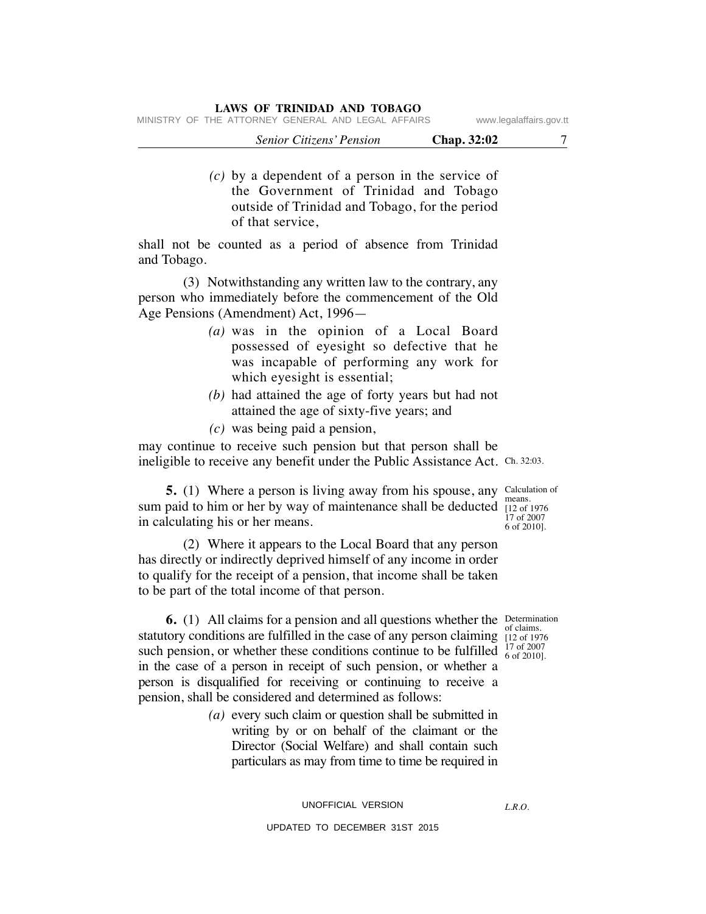(c) by a dependent of a person in the service of the Government of Trinidad and Tobago outside of Trinidad and Tobago, for the period of that service,

shall not be counted as a period of absence from Trinidad and Tobago.

(3) Notwithstanding any written law to the contrary, any person who immediately before the commencement of the Old Age Pensions (Amendment) Act, 1996—

(a) was in the opinion of a Local Board possessed of eyesight so defective that he was incapable of performing any work for which eyesight is essential;

(b) had attained the age of forty years but had not attained the age of sixty-five years; and

(c) was being paid a pension,

may continue to receive such pension but that person shall be ineligible to receive any benefit under the Public Assistance Act. Ch. 32:03.

Calculation of means. [12 of 1976 17 of 2007 6 of 2010].

**5.** (1) Where a person is living away from his spouse, any sum paid to him or her by way of maintenance shall be deducted in calculating his or her means.

(2) Where it appears to the Local Board that any person has directly or indirectly deprived himself of any income in order to qualify for the receipt of a pension, that income shall be taken to be part of the total income of that person.

Determination of claims. [12 of 1976 17 of 2007 6 of 2010].

**6.** (1) All claims for a pension and all questions whether the statutory conditions are fulfilled in the case of any person claiming such pension, or whether these conditions continue to be fulfilled in the case of a person in receipt of such pension, or whether a person is disqualified for receiving or continuing to receive a pension, shall be considered and determined as follows:

(a) every such claim or question shall be submitted in writing by or on behalf of the claimant or the Director (Social Welfare) and shall contain such particulars as may from time to time be required in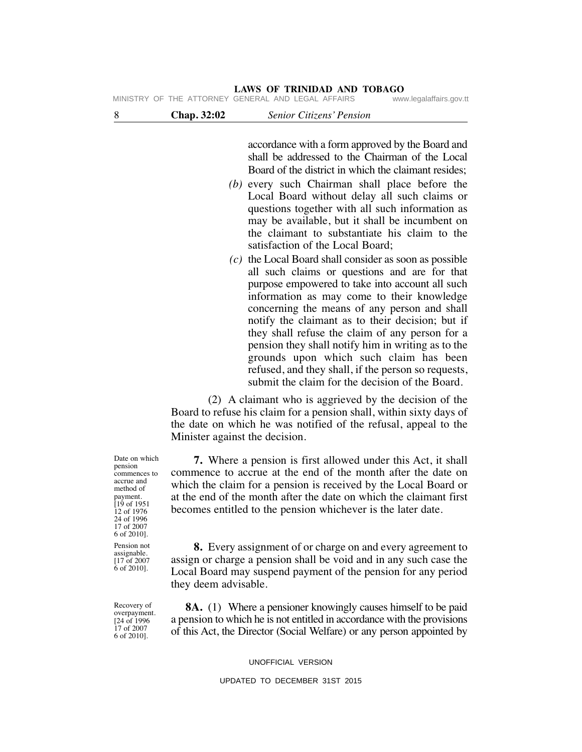accordance with a form approved by the Board and shall be addressed to the Chairman of the Local Board of the district in which the claimant resides;

*(b)* every such Chairman shall place before the Local Board without delay all such claims or questions together with all such information as may be available, but it shall be incumbent on the claimant to substantiate his claim to the satisfaction of the Local Board;

*(c)* the Local Board shall consider as soon as possible all such claims or questions and are for that purpose empowered to take into account all such information as may come to their knowledge concerning the means of any person and shall notify the claimant as to their decision; but if they shall refuse the claim of any person for a pension they shall notify him in writing as to the grounds upon which such claim has been refused, and they shall, if the person so requests, submit the claim for the decision of the Board.

(2) A claimant who is aggrieved by the decision of the Board to refuse his claim for a pension shall, within sixty days of the date on which he was notified of the refusal, appeal to the Minister against the decision.

Date on which pension commences to accrue and method of payment. [19 of 1951 12 of 1976 24 of 1996 17 of 2007 6 of 2010].

**7.** Where a pension is first allowed under this Act, it shall commence to accrue at the end of the month after the date on which the claim for a pension is received by the Local Board or at the end of the month after the date on which the claimant first becomes entitled to the pension whichever is the later date.

Pension not assignable. [17 of 2007 6 of 2010].

**8.** Every assignment of or charge on and every agreement to assign or charge a pension shall be void and in any such case the Local Board may suspend payment of the pension for any period they deem advisable.

Recovery of overpayment. [24 of 1996 17 of 2007 6 of 2010].

**8A.** (1) Where a pensioner knowingly causes himself to be paid a pension to which he is not entitled in accordance with the provisions of this Act, the Director (Social Welfare) or any person appointed by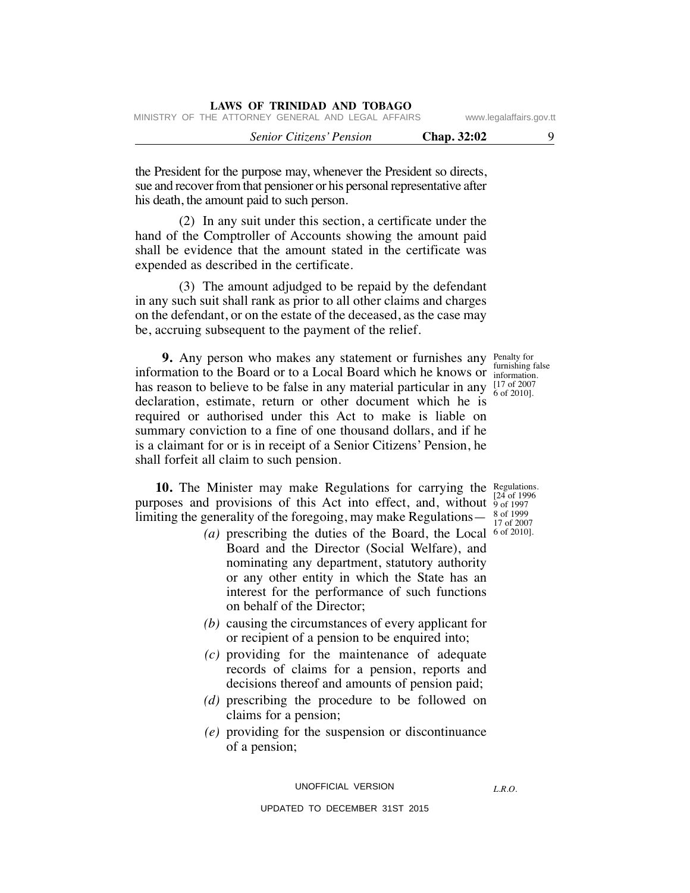the President for the purpose may, whenever the President so directs, sue and recover from that pensioner or his personal representative after his death, the amount paid to such person.

(2) In any suit under this section, a certificate under the hand of the Comptroller of Accounts showing the amount paid shall be evidence that the amount stated in the certificate was expended as described in the certificate.

(3) The amount adjudged to be repaid by the defendant in any such suit shall rank as prior to all other claims and charges on the defendant, or on the estate of the deceased, as the case may be, accruing subsequent to the payment of the relief.

Penalty for furnishing false information. [17 of 2007 6 of 2010].

**9.** Any person who makes any statement or furnishes any information to the Board or to a Local Board which he knows or has reason to believe to be false in any material particular in any declaration, estimate, return or other document which he is required or authorised under this Act to make is liable on summary conviction to a fine of one thousand dollars, and if he is a claimant for or is in receipt of a Senior Citizens' Pension, he shall forfeit all claim to such pension.

Regulations. [24 of 1996 9 of 1997 8 of 1999 17 of 2007 6 of 2010].

**10.** The Minister may make Regulations for carrying the purposes and provisions of this Act into effect, and, without limiting the generality of the foregoing, may make Regulations—

*(a)* prescribing the duties of the Board, the Local Board and the Director (Social Welfare), and nominating any department, statutory authority or any other entity in which the State has an interest for the performance of such functions on behalf of the Director;

*(b)* causing the circumstances of every applicant for or recipient of a pension to be enquired into;

*(c)* providing for the maintenance of adequate records of claims for a pension, reports and decisions thereof and amounts of pension paid;

*(d)* prescribing the procedure to be followed on claims for a pension;

*(e)* providing for the suspension or discontinuance of a pension;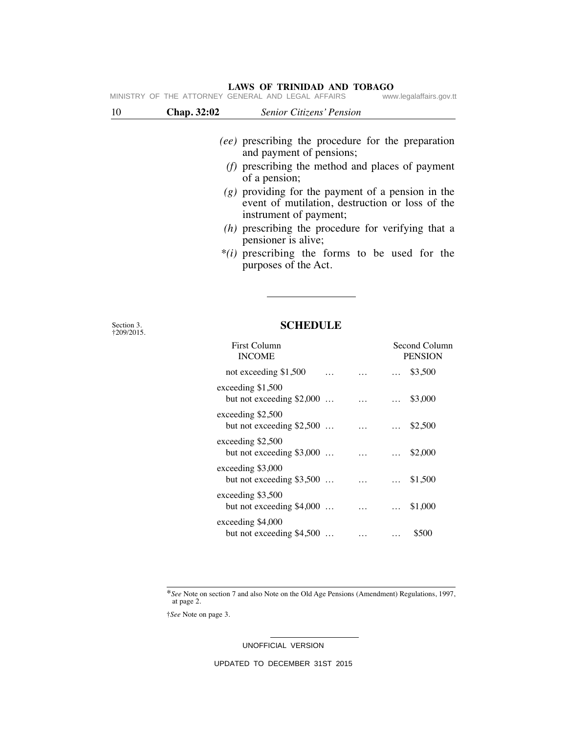(ee) prescribing the procedure for the preparation and payment of pensions;

(f) prescribing the method and places of payment of a pension;

(g) providing for the payment of a pension in the event of mutilation, destruction or loss of the instrument of payment;

(h) prescribing the procedure for verifying that a pensioner is alive;

*(i) prescribing the forms to be used for the purposes of the Act.

---

Section 3.
†209/2015.

## SCHEDULE

| First Column INCOME | Second Column PENSION |
|---|---|
| not exceeding $1,500 … … … | $3,500 |
| exceeding $1,500 but not exceeding $2,000 … … … | $3,000 |
| exceeding $2,500 but not exceeding $2,500 … … … | $2,500 |
| exceeding $2,500 but not exceeding $3,000 … … … | $2,000 |
| exceeding $3,000 but not exceeding $3,500 … … … | $1,500 |
| exceeding $3,500 but not exceeding $4,000 … … … | $1,000 |
| exceeding $4,000 but not exceeding $4,500 … … … | $500 |

---

*See Note on section 7 and also Note on the Old Age Pensions (Amendment) Regulations, 1997, at page 2.

†See Note on page 3.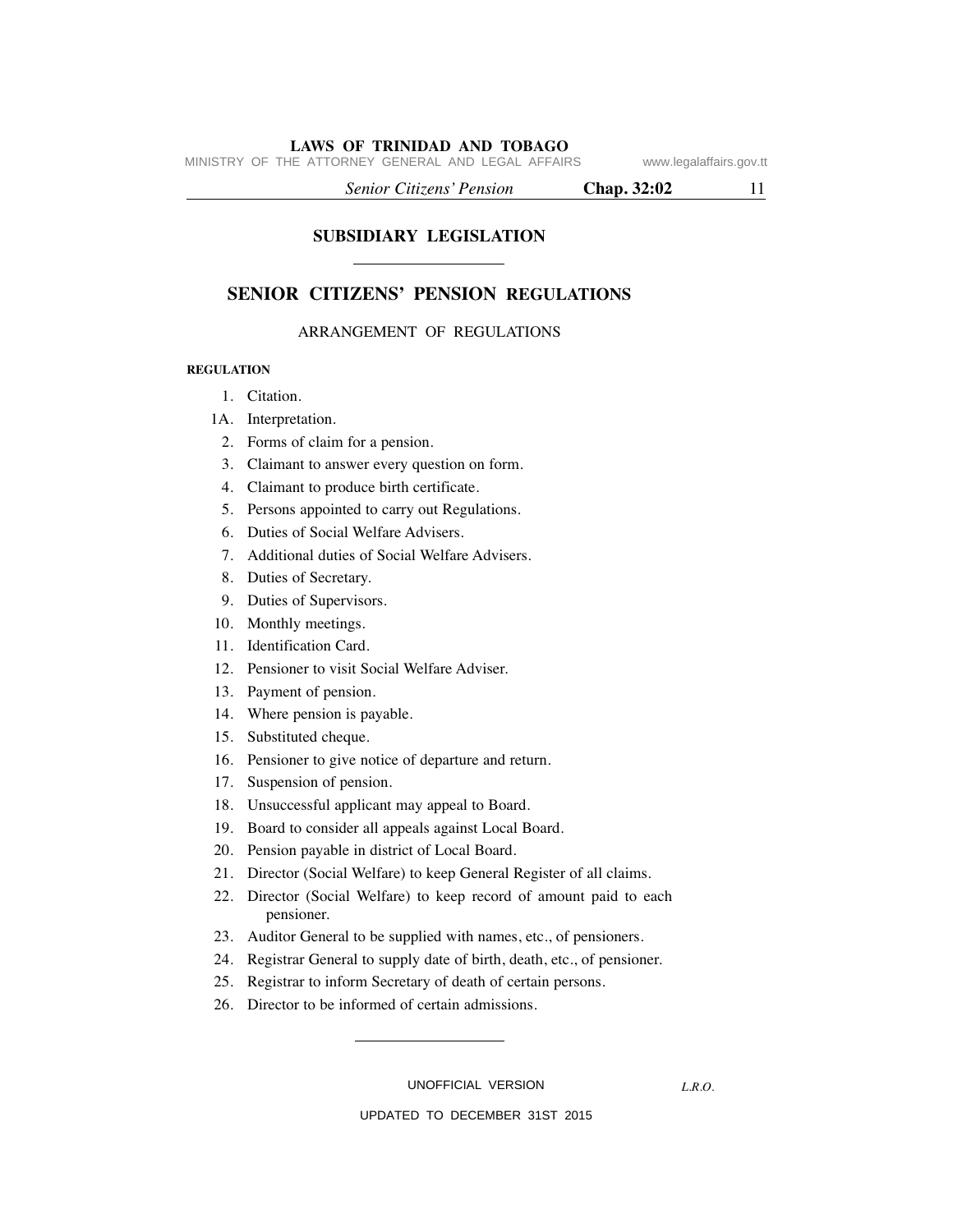## SUBSIDIARY LEGISLATION

# SENIOR CITIZENS' PENSION REGULATIONS

ARRANGEMENT OF REGULATIONS

**REGULATION**

1. Citation.

1A. Interpretation.

2. Forms of claim for a pension.
3. Claimant to answer every question on form.
4. Claimant to produce birth certificate.
5. Persons appointed to carry out Regulations.
6. Duties of Social Welfare Advisers.
7. Additional duties of Social Welfare Advisers.
8. Duties of Secretary.
9. Duties of Supervisors.
10. Monthly meetings.
11. Identification Card.
12. Pensioner to visit Social Welfare Adviser.
13. Payment of pension.
14. Where pension is payable.
15. Substituted cheque.
16. Pensioner to give notice of departure and return.
17. Suspension of pension.
18. Unsuccessful applicant may appeal to Board.
19. Board to consider all appeals against Local Board.
20. Pension payable in district of Local Board.
21. Director (Social Welfare) to keep General Register of all claims.
22. Director (Social Welfare) to keep record of amount paid to each pensioner.
23. Auditor General to be supplied with names, etc., of pensioners.
24. Registrar General to supply date of birth, death, etc., of pensioner.
25. Registrar to inform Secretary of death of certain persons.
26. Director to be informed of certain admissions.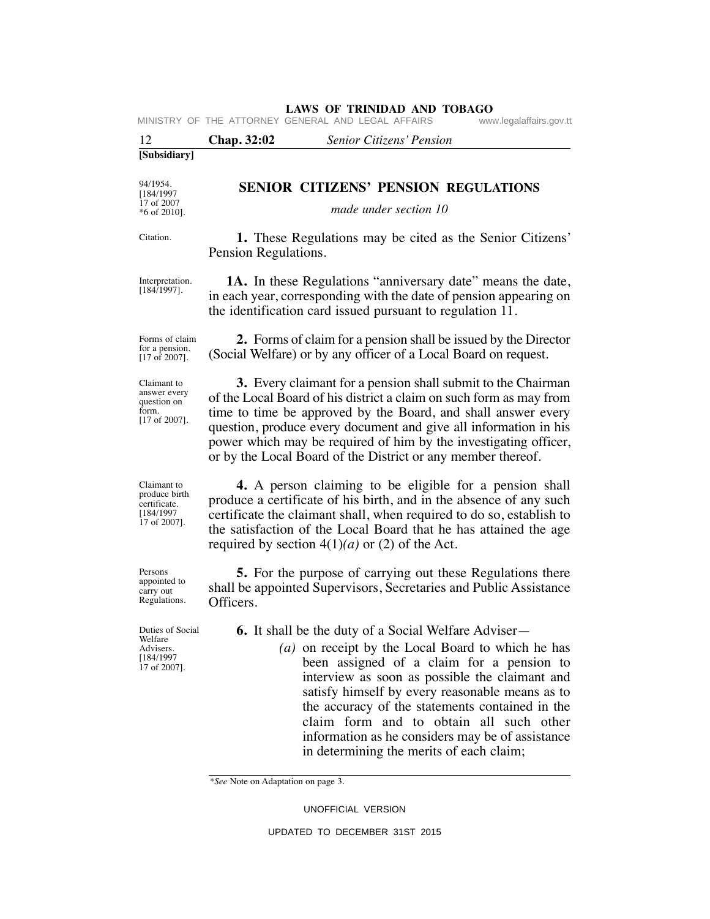**[Subsidiary]**

94/1954.
[184/1997
17 of 2007
*6 of 2010].

## SENIOR CITIZENS' PENSION REGULATIONS

*made under section 10*

Citation.

**1.** These Regulations may be cited as the Senior Citizens' Pension Regulations.

Interpretation. [184/1997].

**1A.** In these Regulations "anniversary date" means the date, in each year, corresponding with the date of pension appearing on the identification card issued pursuant to regulation 11.

Forms of claim for a pension. [17 of 2007].

**2.** Forms of claim for a pension shall be issued by the Director (Social Welfare) or by any officer of a Local Board on request.

Claimant to answer every question on form. [17 of 2007].

**3.** Every claimant for a pension shall submit to the Chairman of the Local Board of his district a claim on such form as may from time to time be approved by the Board, and shall answer every question, produce every document and give all information in his power which may be required of him by the investigating officer, or by the Local Board of the District or any member thereof.

Claimant to produce birth certificate. [184/1997 17 of 2007].

**4.** A person claiming to be eligible for a pension shall produce a certificate of his birth, and in the absence of any such certificate the claimant shall, when required to do so, establish to the satisfaction of the Local Board that he has attained the age required by section 4(1)*(a)* or (2) of the Act.

Persons appointed to carry out Regulations.

**5.** For the purpose of carrying out these Regulations there shall be appointed Supervisors, Secretaries and Public Assistance Officers.

Duties of Social Welfare Advisers. [184/1997 17 of 2007].

**6.** It shall be the duty of a Social Welfare Adviser—

*(a)* on receipt by the Local Board to which he has been assigned of a claim for a pension to interview as soon as possible the claimant and satisfy himself by every reasonable means as to the accuracy of the statements contained in the claim form and to obtain all such other information as he considers may be of assistance in determining the merits of each claim;

*\*See* Note on Adaptation on page 3.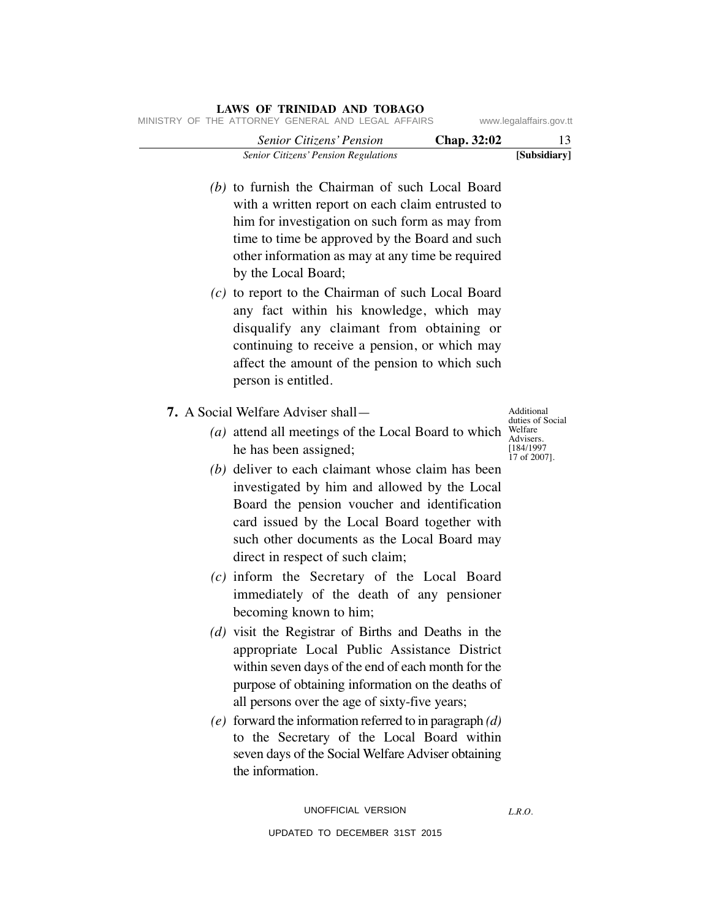(b) to furnish the Chairman of such Local Board with a written report on each claim entrusted to him for investigation on such form as may from time to time be approved by the Board and such other information as may at any time be required by the Local Board;

(c) to report to the Chairman of such Local Board any fact within his knowledge, which may disqualify any claimant from obtaining or continuing to receive a pension, or which may affect the amount of the pension to which such person is entitled.

Additional duties of Social Welfare Advisers. [184/1997 17 of 2007].

**7.** A Social Welfare Adviser shall—

(a) attend all meetings of the Local Board to which he has been assigned;

(b) deliver to each claimant whose claim has been investigated by him and allowed by the Local Board the pension voucher and identification card issued by the Local Board together with such other documents as the Local Board may direct in respect of such claim;

(c) inform the Secretary of the Local Board immediately of the death of any pensioner becoming known to him;

(d) visit the Registrar of Births and Deaths in the appropriate Local Public Assistance District within seven days of the end of each month for the purpose of obtaining information on the deaths of all persons over the age of sixty-five years;

(e) forward the information referred to in paragraph *(d)* to the Secretary of the Local Board within seven days of the Social Welfare Adviser obtaining the information.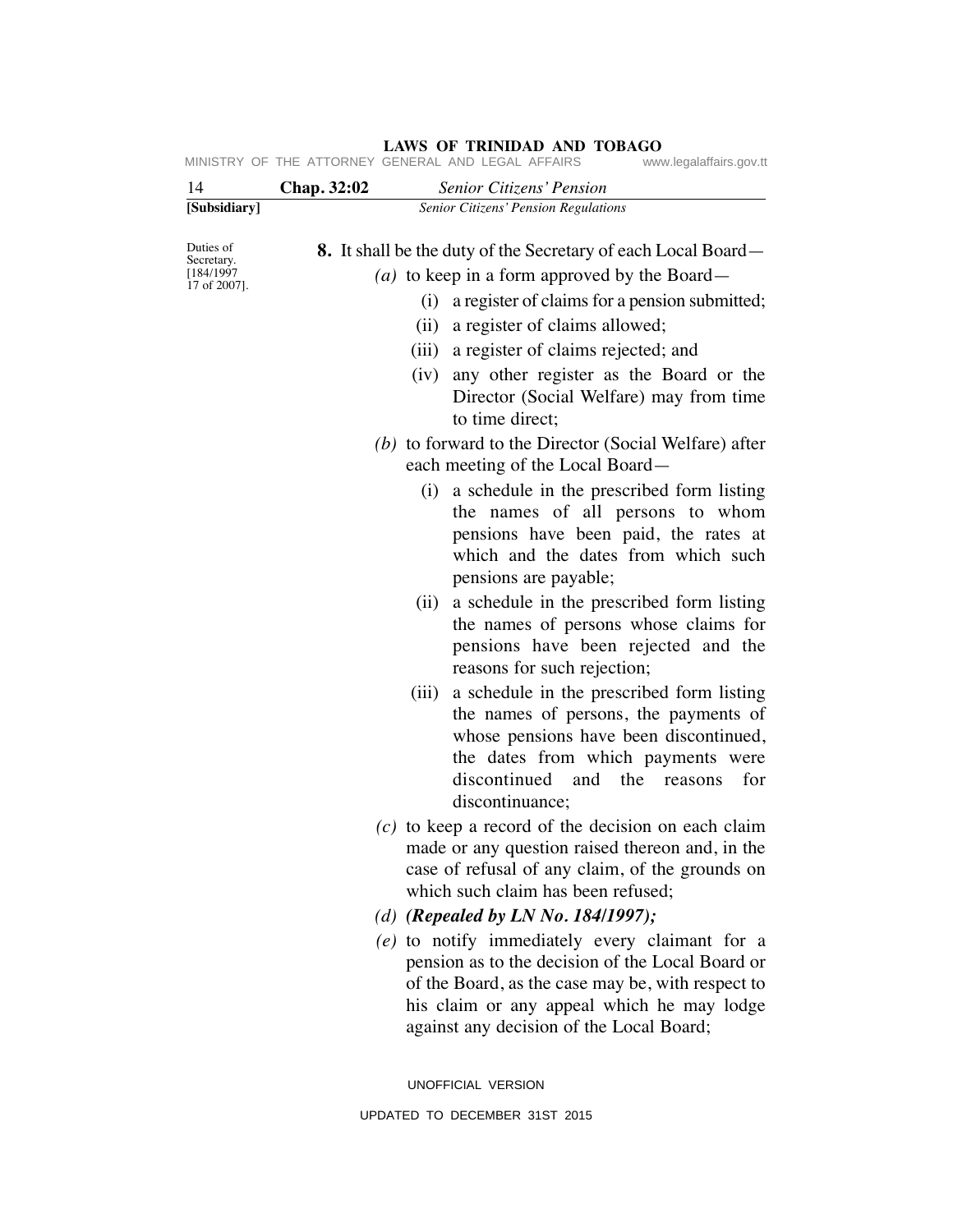Duties of Secretary. [184/1997 17 of 2007].

**8.** It shall be the duty of the Secretary of each Local Board—

*(a)* to keep in a form approved by the Board—

(i) a register of claims for a pension submitted;

(ii) a register of claims allowed;

(iii) a register of claims rejected; and

(iv) any other register as the Board or the Director (Social Welfare) may from time to time direct;

*(b)* to forward to the Director (Social Welfare) after each meeting of the Local Board—

(i) a schedule in the prescribed form listing the names of all persons to whom pensions have been paid, the rates at which and the dates from which such pensions are payable;

(ii) a schedule in the prescribed form listing the names of persons whose claims for pensions have been rejected and the reasons for such rejection;

(iii) a schedule in the prescribed form listing the names of persons, the payments of whose pensions have been discontinued, the dates from which payments were discontinued and the reasons for discontinuance;

*(c)* to keep a record of the decision on each claim made or any question raised thereon and, in the case of refusal of any claim, of the grounds on which such claim has been refused;

*(d)* ***(Repealed by LN No. 184/1997);***

*(e)* to notify immediately every claimant for a pension as to the decision of the Local Board or of the Board, as the case may be, with respect to his claim or any appeal which he may lodge against any decision of the Local Board;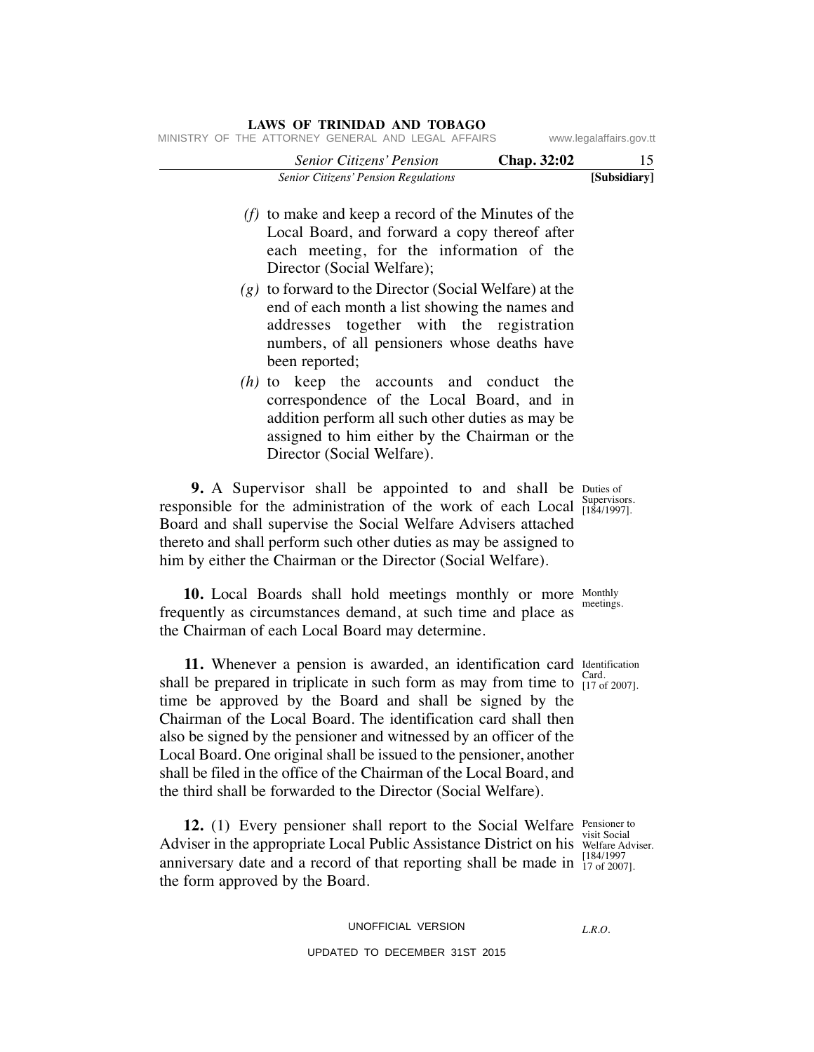*(f)* to make and keep a record of the Minutes of the Local Board, and forward a copy thereof after each meeting, for the information of the Director (Social Welfare);

*(g)* to forward to the Director (Social Welfare) at the end of each month a list showing the names and addresses together with the registration numbers, of all pensioners whose deaths have been reported;

*(h)* to keep the accounts and conduct the correspondence of the Local Board, and in addition perform all such other duties as may be assigned to him either by the Chairman or the Director (Social Welfare).

Duties of Supervisors. [184/1997].

**9.** A Supervisor shall be appointed to and shall be responsible for the administration of the work of each Local Board and shall supervise the Social Welfare Advisers attached thereto and shall perform such other duties as may be assigned to him by either the Chairman or the Director (Social Welfare).

Monthly meetings.

**10.** Local Boards shall hold meetings monthly or more frequently as circumstances demand, at such time and place as the Chairman of each Local Board may determine.

Identification Card. [17 of 2007].

**11.** Whenever a pension is awarded, an identification card shall be prepared in triplicate in such form as may from time to time be approved by the Board and shall be signed by the Chairman of the Local Board. The identification card shall then also be signed by the pensioner and witnessed by an officer of the Local Board. One original shall be issued to the pensioner, another shall be filed in the office of the Chairman of the Local Board, and the third shall be forwarded to the Director (Social Welfare).

Pensioner to visit Social Welfare Adviser. [184/1997 17 of 2007].

**12.** (1) Every pensioner shall report to the Social Welfare Adviser in the appropriate Local Public Assistance District on his anniversary date and a record of that reporting shall be made in the form approved by the Board.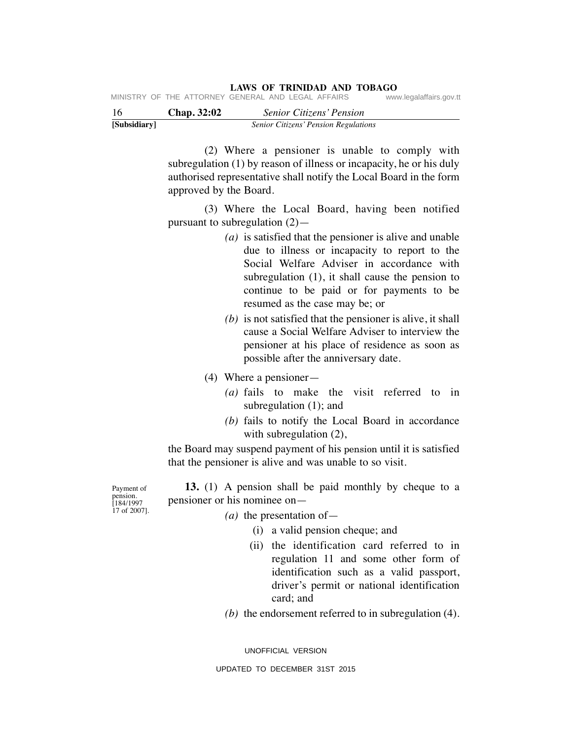(2) Where a pensioner is unable to comply with subregulation (1) by reason of illness or incapacity, he or his duly authorised representative shall notify the Local Board in the form approved by the Board.

(3) Where the Local Board, having been notified pursuant to subregulation (2)—

*(a)* is satisfied that the pensioner is alive and unable due to illness or incapacity to report to the Social Welfare Adviser in accordance with subregulation (1), it shall cause the pension to continue to be paid or for payments to be resumed as the case may be; or

*(b)* is not satisfied that the pensioner is alive, it shall cause a Social Welfare Adviser to interview the pensioner at his place of residence as soon as possible after the anniversary date.

(4) Where a pensioner—

*(a)* fails to make the visit referred to in subregulation (1); and

*(b)* fails to notify the Local Board in accordance with subregulation (2),

the Board may suspend payment of his pension until it is satisfied that the pensioner is alive and was unable to so visit.

Payment of pension. [184/1997 17 of 2007].

**13.** (1) A pension shall be paid monthly by cheque to a pensioner or his nominee on—

*(a)* the presentation of—

(i) a valid pension cheque; and

(ii) the identification card referred to in regulation 11 and some other form of identification such as a valid passport, driver's permit or national identification card; and

*(b)* the endorsement referred to in subregulation (4).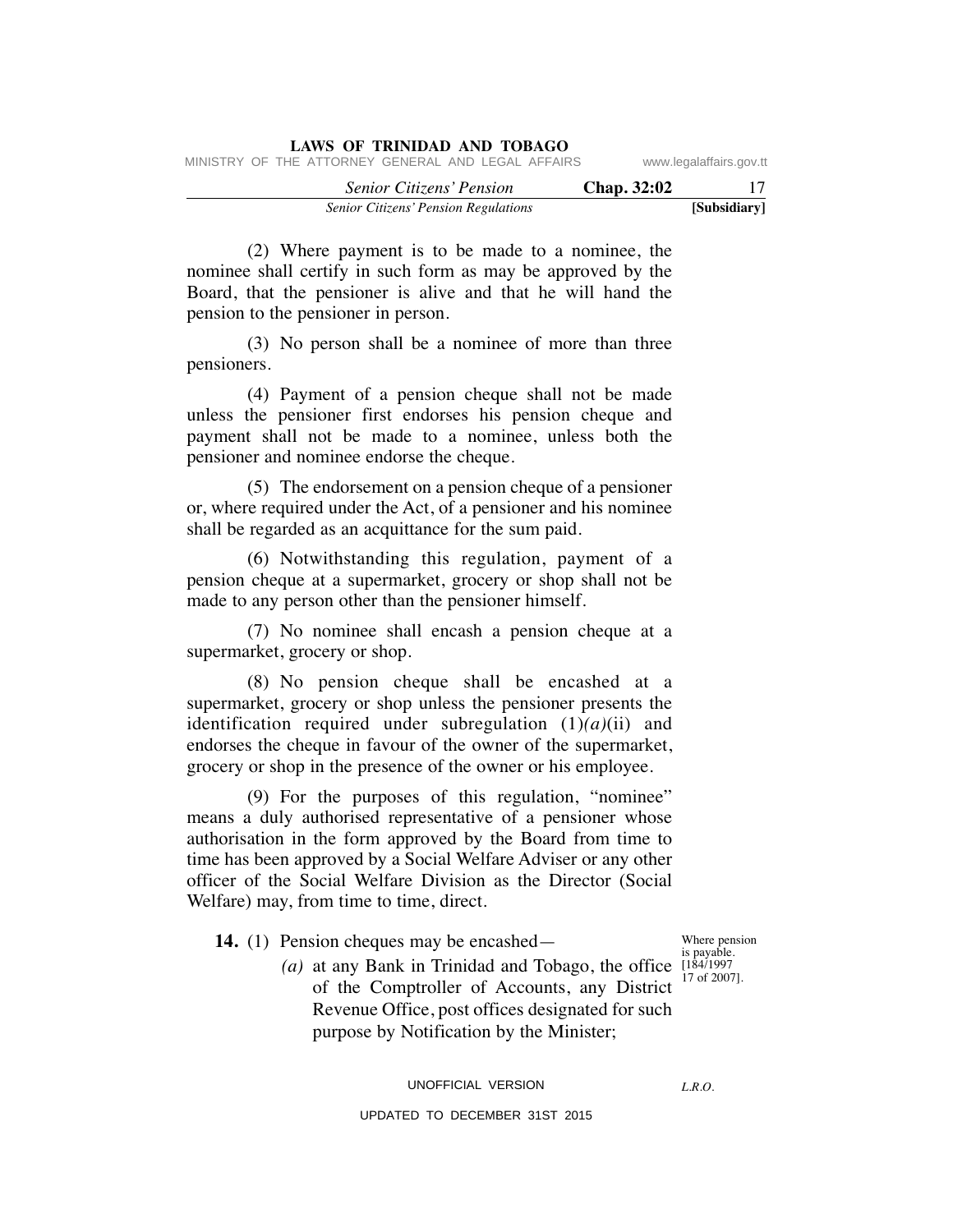(2) Where payment is to be made to a nominee, the nominee shall certify in such form as may be approved by the Board, that the pensioner is alive and that he will hand the pension to the pensioner in person.

(3) No person shall be a nominee of more than three pensioners.

(4) Payment of a pension cheque shall not be made unless the pensioner first endorses his pension cheque and payment shall not be made to a nominee, unless both the pensioner and nominee endorse the cheque.

(5) The endorsement on a pension cheque of a pensioner or, where required under the Act, of a pensioner and his nominee shall be regarded as an acquittance for the sum paid.

(6) Notwithstanding this regulation, payment of a pension cheque at a supermarket, grocery or shop shall not be made to any person other than the pensioner himself.

(7) No nominee shall encash a pension cheque at a supermarket, grocery or shop.

(8) No pension cheque shall be encashed at a supermarket, grocery or shop unless the pensioner presents the identification required under subregulation (1)*(a)*(ii) and endorses the cheque in favour of the owner of the supermarket, grocery or shop in the presence of the owner or his employee.

(9) For the purposes of this regulation, "nominee" means a duly authorised representative of a pensioner whose authorisation in the form approved by the Board from time to time has been approved by a Social Welfare Adviser or any other officer of the Social Welfare Division as the Director (Social Welfare) may, from time to time, direct.

Where pension is payable. [184/1997 17 of 2007].

**14.** (1) Pension cheques may be encashed—

*(a)* at any Bank in Trinidad and Tobago, the office of the Comptroller of Accounts, any District Revenue Office, post offices designated for such purpose by Notification by the Minister;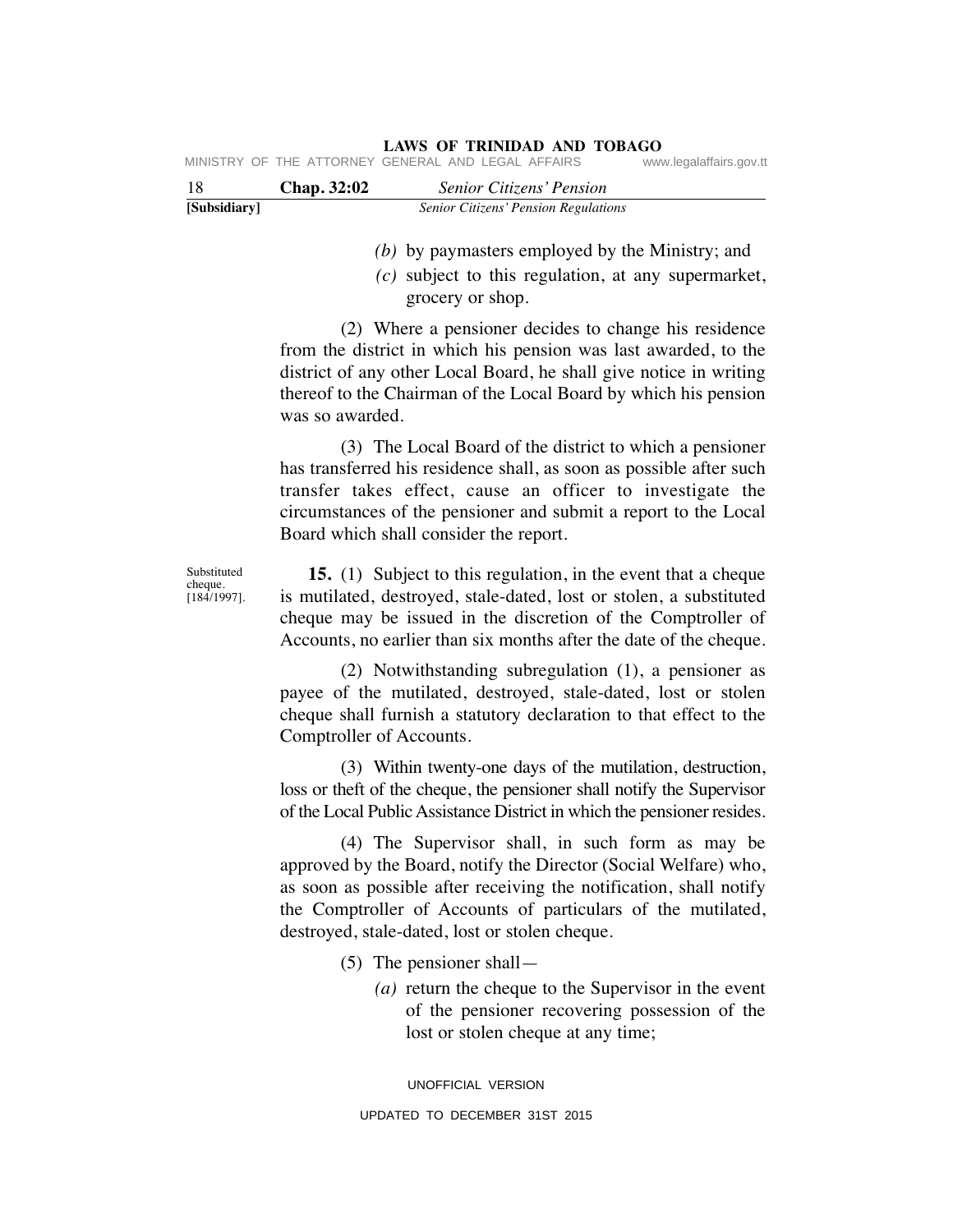*(b)* by paymasters employed by the Ministry; and

*(c)* subject to this regulation, at any supermarket, grocery or shop.

(2) Where a pensioner decides to change his residence from the district in which his pension was last awarded, to the district of any other Local Board, he shall give notice in writing thereof to the Chairman of the Local Board by which his pension was so awarded.

(3) The Local Board of the district to which a pensioner has transferred his residence shall, as soon as possible after such transfer takes effect, cause an officer to investigate the circumstances of the pensioner and submit a report to the Local Board which shall consider the report.

Substituted cheque. [184/1997].

**15.** (1) Subject to this regulation, in the event that a cheque is mutilated, destroyed, stale-dated, lost or stolen, a substituted cheque may be issued in the discretion of the Comptroller of Accounts, no earlier than six months after the date of the cheque.

(2) Notwithstanding subregulation (1), a pensioner as payee of the mutilated, destroyed, stale-dated, lost or stolen cheque shall furnish a statutory declaration to that effect to the Comptroller of Accounts.

(3) Within twenty-one days of the mutilation, destruction, loss or theft of the cheque, the pensioner shall notify the Supervisor of the Local Public Assistance District in which the pensioner resides.

(4) The Supervisor shall, in such form as may be approved by the Board, notify the Director (Social Welfare) who, as soon as possible after receiving the notification, shall notify the Comptroller of Accounts of particulars of the mutilated, destroyed, stale-dated, lost or stolen cheque.

(5) The pensioner shall—

*(a)* return the cheque to the Supervisor in the event of the pensioner recovering possession of the lost or stolen cheque at any time;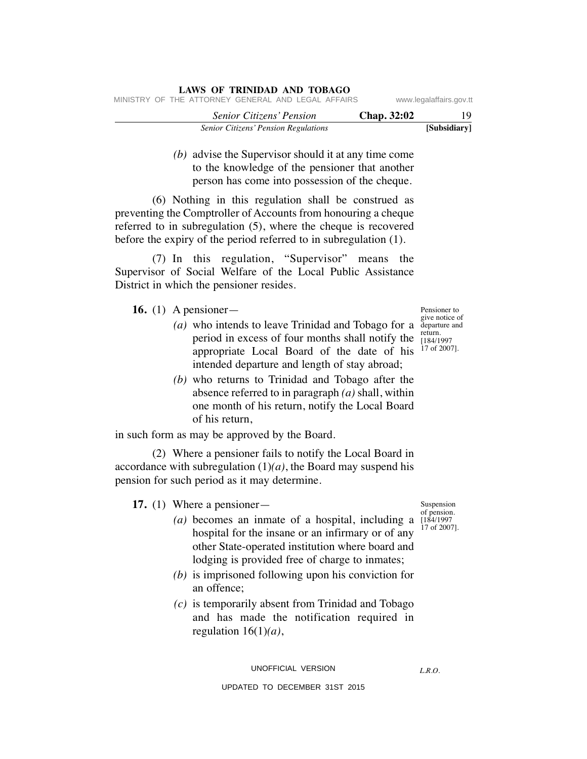*(b)* advise the Supervisor should it at any time come to the knowledge of the pensioner that another person has come into possession of the cheque.

(6) Nothing in this regulation shall be construed as preventing the Comptroller of Accounts from honouring a cheque referred to in subregulation (5), where the cheque is recovered before the expiry of the period referred to in subregulation (1).

(7) In this regulation, "Supervisor" means the Supervisor of Social Welfare of the Local Public Assistance District in which the pensioner resides.

Pensioner to give notice of departure and return. [184/1997 17 of 2007].

**16.** (1) A pensioner—

*(a)* who intends to leave Trinidad and Tobago for a period in excess of four months shall notify the appropriate Local Board of the date of his intended departure and length of stay abroad;

*(b)* who returns to Trinidad and Tobago after the absence referred to in paragraph *(a)* shall, within one month of his return, notify the Local Board of his return,

in such form as may be approved by the Board.

(2) Where a pensioner fails to notify the Local Board in accordance with subregulation (1)*(a)*, the Board may suspend his pension for such period as it may determine.

Suspension of pension. [184/1997 17 of 2007].

**17.** (1) Where a pensioner—

*(a)* becomes an inmate of a hospital, including a hospital for the insane or an infirmary or of any other State-operated institution where board and lodging is provided free of charge to inmates;

*(b)* is imprisoned following upon his conviction for an offence;

*(c)* is temporarily absent from Trinidad and Tobago and has made the notification required in regulation 16(1)*(a)*,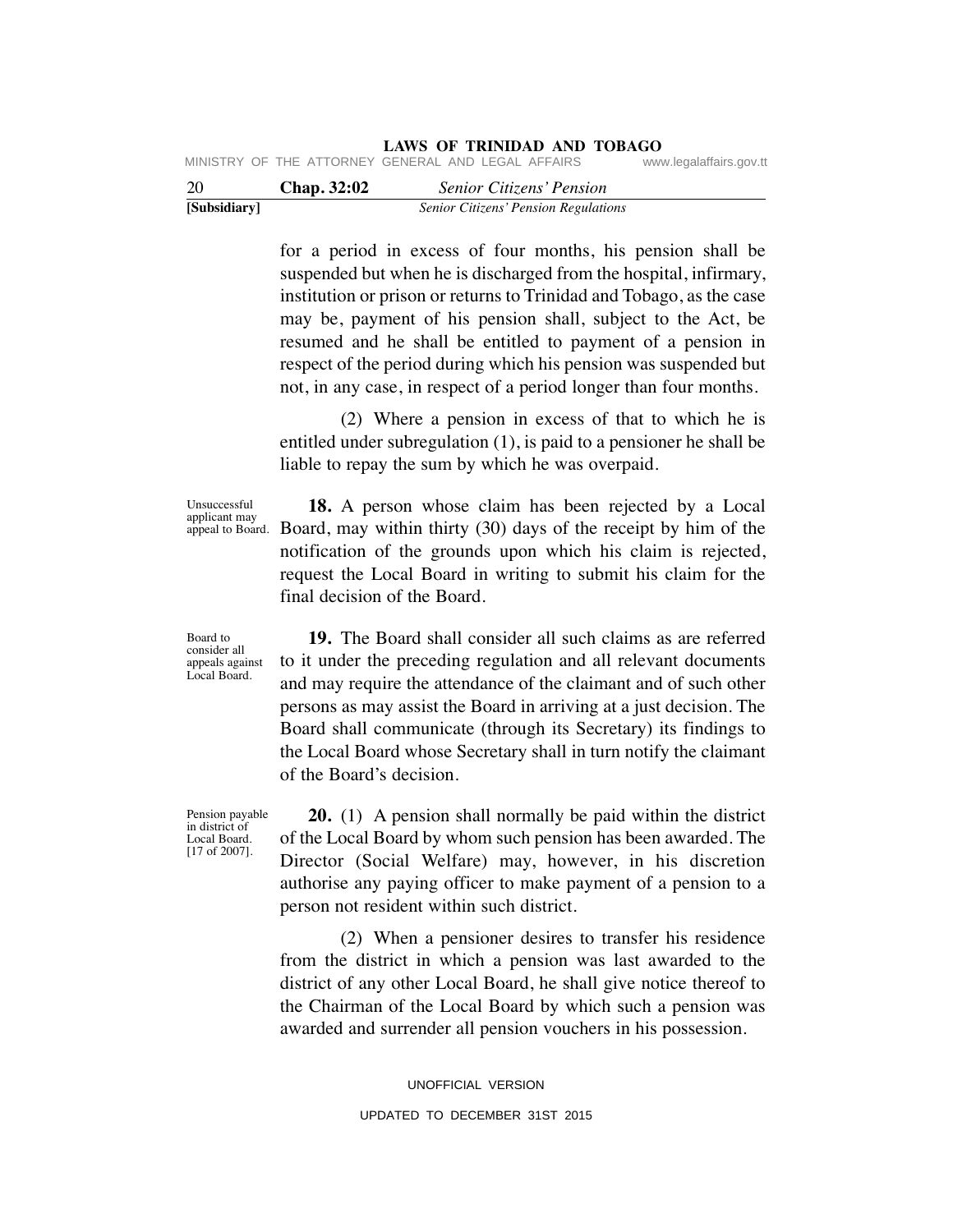for a period in excess of four months, his pension shall be suspended but when he is discharged from the hospital, infirmary, institution or prison or returns to Trinidad and Tobago, as the case may be, payment of his pension shall, subject to the Act, be resumed and he shall be entitled to payment of a pension in respect of the period during which his pension was suspended but not, in any case, in respect of a period longer than four months.

(2) Where a pension in excess of that to which he is entitled under subregulation (1), is paid to a pensioner he shall be liable to repay the sum by which he was overpaid.

Unsuccessful applicant may appeal to Board.

**18.** A person whose claim has been rejected by a Local Board, may within thirty (30) days of the receipt by him of the notification of the grounds upon which his claim is rejected, request the Local Board in writing to submit his claim for the final decision of the Board.

Board to consider all appeals against Local Board.

**19.** The Board shall consider all such claims as are referred to it under the preceding regulation and all relevant documents and may require the attendance of the claimant and of such other persons as may assist the Board in arriving at a just decision. The Board shall communicate (through its Secretary) its findings to the Local Board whose Secretary shall in turn notify the claimant of the Board's decision.

Pension payable in district of Local Board. [17 of 2007].

**20.** (1) A pension shall normally be paid within the district of the Local Board by whom such pension has been awarded. The Director (Social Welfare) may, however, in his discretion authorise any paying officer to make payment of a pension to a person not resident within such district.

(2) When a pensioner desires to transfer his residence from the district in which a pension was last awarded to the district of any other Local Board, he shall give notice thereof to the Chairman of the Local Board by which such a pension was awarded and surrender all pension vouchers in his possession.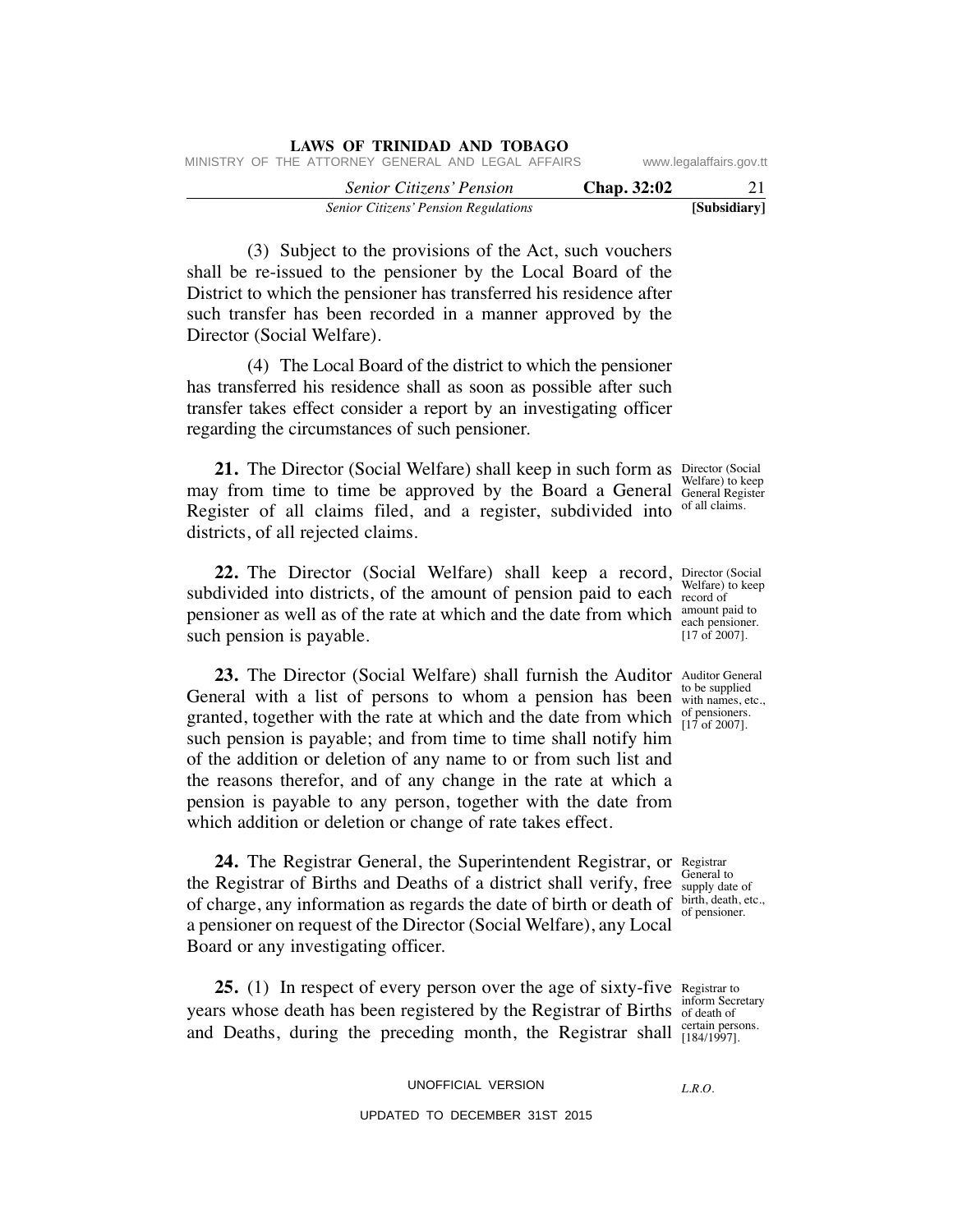(3) Subject to the provisions of the Act, such vouchers shall be re-issued to the pensioner by the Local Board of the District to which the pensioner has transferred his residence after such transfer has been recorded in a manner approved by the Director (Social Welfare).

(4) The Local Board of the district to which the pensioner has transferred his residence shall as soon as possible after such transfer takes effect consider a report by an investigating officer regarding the circumstances of such pensioner.

*Director (Social Welfare) to keep General Register of all claims.*

**21.** The Director (Social Welfare) shall keep in such form as may from time to time be approved by the Board a General Register of all claims filed, and a register, subdivided into districts, of all rejected claims.

*Director (Social Welfare) to keep record of amount paid to each pensioner. [17 of 2007].*

**22.** The Director (Social Welfare) shall keep a record, subdivided into districts, of the amount of pension paid to each pensioner as well as of the rate at which and the date from which such pension is payable.

*Auditor General to be supplied with names, etc., of pensioners. [17 of 2007].*

**23.** The Director (Social Welfare) shall furnish the Auditor General with a list of persons to whom a pension has been granted, together with the rate at which and the date from which such pension is payable; and from time to time shall notify him of the addition or deletion of any name to or from such list and the reasons therefor, and of any change in the rate at which a pension is payable to any person, together with the date from which addition or deletion or change of rate takes effect.

*Registrar General to supply date of birth, death, etc., of pensioner.*

**24.** The Registrar General, the Superintendent Registrar, or the Registrar of Births and Deaths of a district shall verify, free of charge, any information as regards the date of birth or death of a pensioner on request of the Director (Social Welfare), any Local Board or any investigating officer.

*Registrar to inform Secretary of death of certain persons. [184/1997].*

**25.** (1) In respect of every person over the age of sixty-five years whose death has been registered by the Registrar of Births and Deaths, during the preceding month, the Registrar shall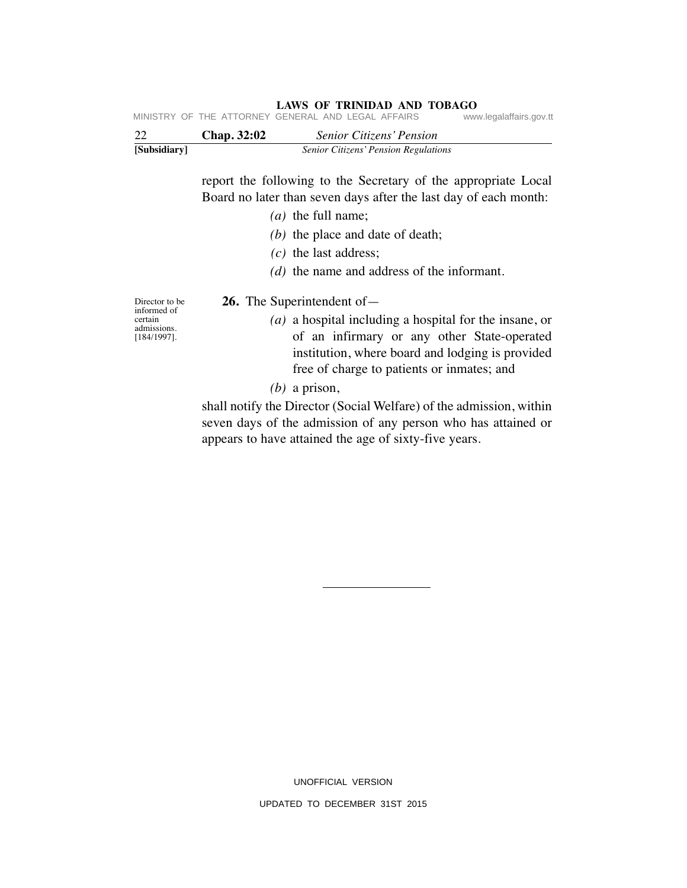report the following to the Secretary of the appropriate Local Board no later than seven days after the last day of each month:

*(a)* the full name;

*(b)* the place and date of death;

*(c)* the last address;

*(d)* the name and address of the informant.

Director to be informed of certain admissions. [184/1997].

**26.** The Superintendent of—

*(a)* a hospital including a hospital for the insane, or of an infirmary or any other State-operated institution, where board and lodging is provided free of charge to patients or inmates; and

*(b)* a prison,

shall notify the Director (Social Welfare) of the admission, within seven days of the admission of any person who has attained or appears to have attained the age of sixty-five years.

---

UNOFFICIAL VERSION

UPDATED TO DECEMBER 31ST 2015